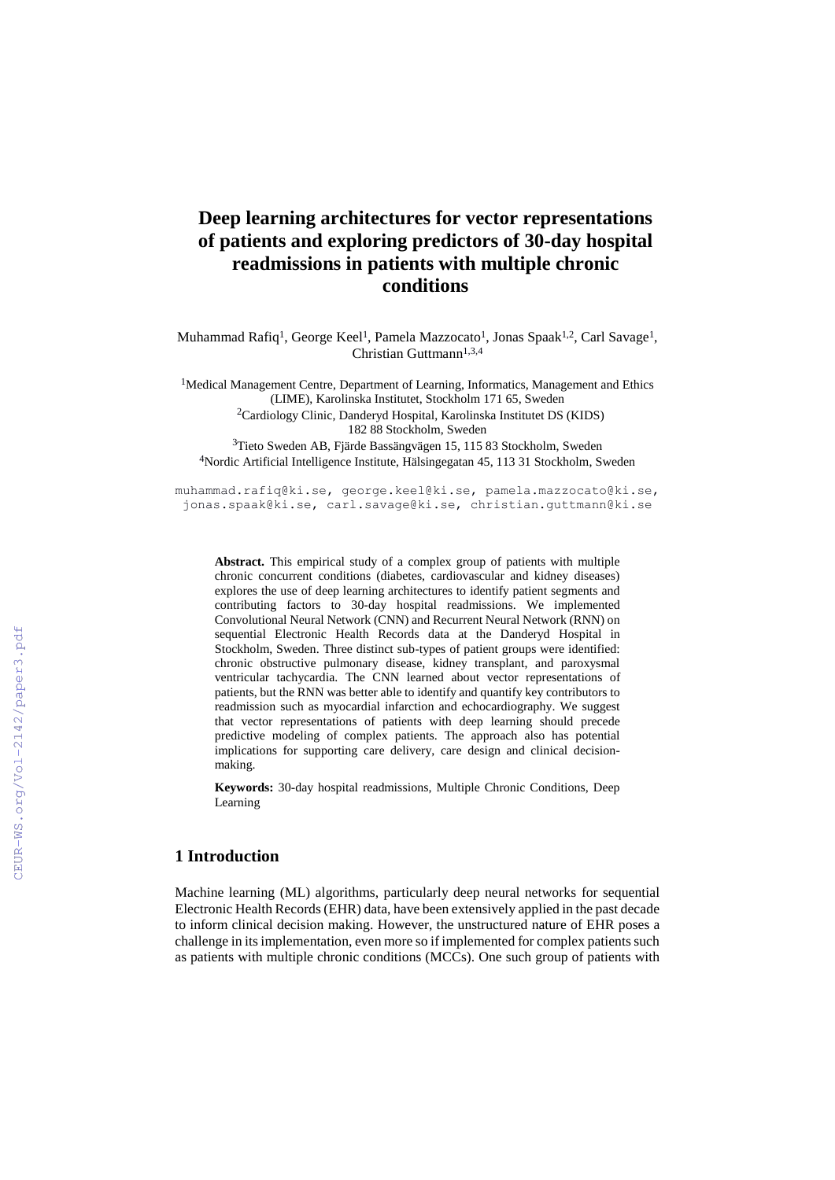# Deep learning architectures for vector representations of patients and exploring predictors of 30-day hospital readmissions in patients with multiple chronic conditions

Muhammad Rafiq[1], George Keel[1], Pamela Mazzocato[1], Jonas Spaak[1,2], Carl Savage[1], Christian Guttmann[1,3,4]

[1]Medical Management Centre, Department of Learning, Informatics, Management and Ethics (LIME), Karolinska Institutet, Stockholm 171 65, Sweden
[2]Cardiology Clinic, Danderyd Hospital, Karolinska Institutet DS (KIDS) 182 88 Stockholm, Sweden
[3]Tieto Sweden AB, Fjärde Bassängvägen 15, 115 83 Stockholm, Sweden
[4]Nordic Artificial Intelligence Institute, Hälsingegatan 45, 113 31 Stockholm, Sweden

muhammad.rafiq@ki.se, george.keel@ki.se, pamela.mazzocato@ki.se, jonas.spaak@ki.se, carl.savage@ki.se, christian.guttmann@ki.se

**Abstract.** This empirical study of a complex group of patients with multiple chronic concurrent conditions (diabetes, cardiovascular and kidney diseases) explores the use of deep learning architectures to identify patient segments and contributing factors to 30-day hospital readmissions. We implemented Convolutional Neural Network (CNN) and Recurrent Neural Network (RNN) on sequential Electronic Health Records data at the Danderyd Hospital in Stockholm, Sweden. Three distinct sub-types of patient groups were identified: chronic obstructive pulmonary disease, kidney transplant, and paroxysmal ventricular tachycardia. The CNN learned about vector representations of patients, but the RNN was better able to identify and quantify key contributors to readmission such as myocardial infarction and echocardiography. We suggest that vector representations of patients with deep learning should precede predictive modeling of complex patients. The approach also has potential implications for supporting care delivery, care design and clinical decision-making.

**Keywords:** 30-day hospital readmissions, Multiple Chronic Conditions, Deep Learning

## 1 Introduction

Machine learning (ML) algorithms, particularly deep neural networks for sequential Electronic Health Records (EHR) data, have been extensively applied in the past decade to inform clinical decision making. However, the unstructured nature of EHR poses a challenge in its implementation, even more so if implemented for complex patients such as patients with multiple chronic conditions (MCCs). One such group of patients with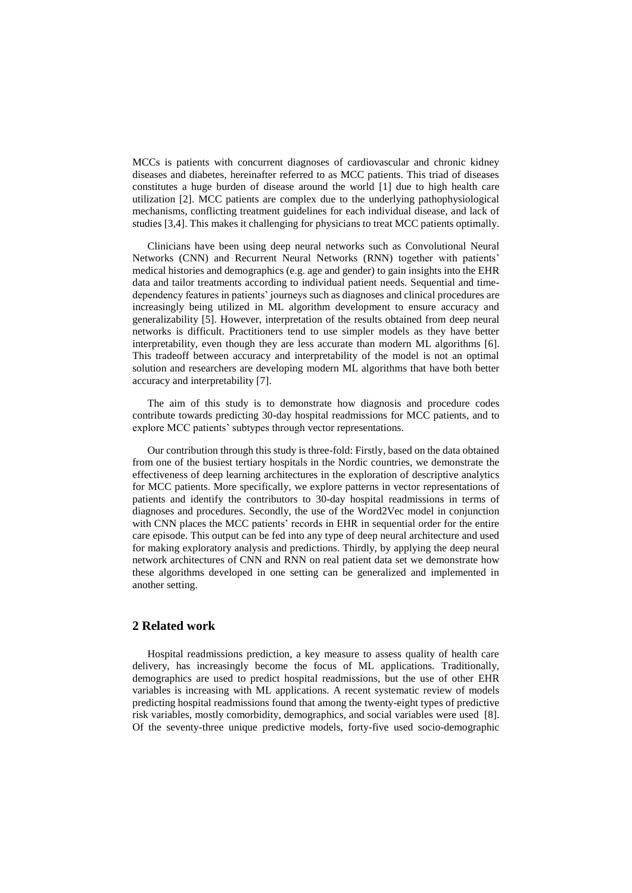MCCs is patients with concurrent diagnoses of cardiovascular and chronic kidney diseases and diabetes, hereinafter referred to as MCC patients. This triad of diseases constitutes a huge burden of disease around the world [1] due to high health care utilization [2]. MCC patients are complex due to the underlying pathophysiological mechanisms, conflicting treatment guidelines for each individual disease, and lack of studies [3,4]. This makes it challenging for physicians to treat MCC patients optimally.

Clinicians have been using deep neural networks such as Convolutional Neural Networks (CNN) and Recurrent Neural Networks (RNN) together with patients' medical histories and demographics (e.g. age and gender) to gain insights into the EHR data and tailor treatments according to individual patient needs. Sequential and time-dependency features in patients' journeys such as diagnoses and clinical procedures are increasingly being utilized in ML algorithm development to ensure accuracy and generalizability [5]. However, interpretation of the results obtained from deep neural networks is difficult. Practitioners tend to use simpler models as they have better interpretability, even though they are less accurate than modern ML algorithms [6]. This tradeoff between accuracy and interpretability of the model is not an optimal solution and researchers are developing modern ML algorithms that have both better accuracy and interpretability [7].

The aim of this study is to demonstrate how diagnosis and procedure codes contribute towards predicting 30-day hospital readmissions for MCC patients, and to explore MCC patients' subtypes through vector representations.

Our contribution through this study is three-fold: Firstly, based on the data obtained from one of the busiest tertiary hospitals in the Nordic countries, we demonstrate the effectiveness of deep learning architectures in the exploration of descriptive analytics for MCC patients. More specifically, we explore patterns in vector representations of patients and identify the contributors to 30-day hospital readmissions in terms of diagnoses and procedures. Secondly, the use of the Word2Vec model in conjunction with CNN places the MCC patients' records in EHR in sequential order for the entire care episode. This output can be fed into any type of deep neural architecture and used for making exploratory analysis and predictions. Thirdly, by applying the deep neural network architectures of CNN and RNN on real patient data set we demonstrate how these algorithms developed in one setting can be generalized and implemented in another setting.

## 2 Related work

Hospital readmissions prediction, a key measure to assess quality of health care delivery, has increasingly become the focus of ML applications. Traditionally, demographics are used to predict hospital readmissions, but the use of other EHR variables is increasing with ML applications. A recent systematic review of models predicting hospital readmissions found that among the twenty-eight types of predictive risk variables, mostly comorbidity, demographics, and social variables were used [8]. Of the seventy-three unique predictive models, forty-five used socio-demographic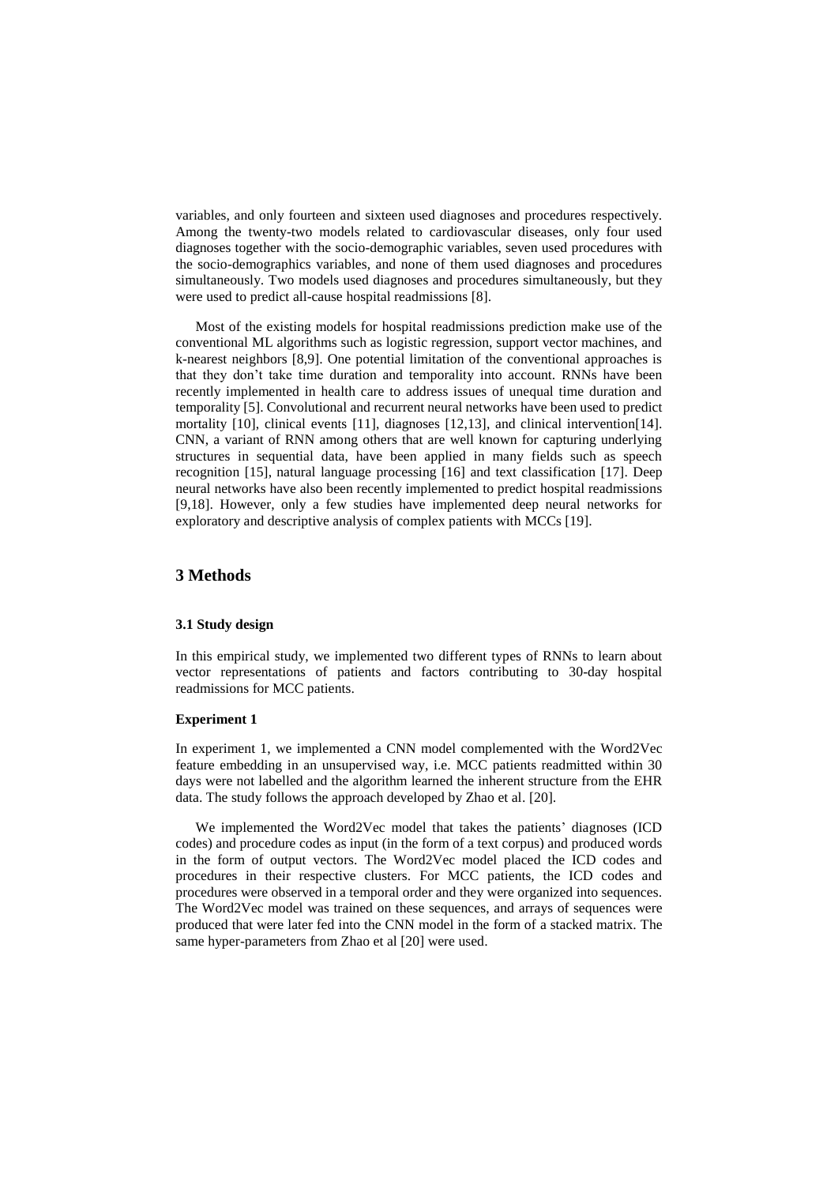variables, and only fourteen and sixteen used diagnoses and procedures respectively. Among the twenty-two models related to cardiovascular diseases, only four used diagnoses together with the socio-demographic variables, seven used procedures with the socio-demographics variables, and none of them used diagnoses and procedures simultaneously. Two models used diagnoses and procedures simultaneously, but they were used to predict all-cause hospital readmissions [8].

Most of the existing models for hospital readmissions prediction make use of the conventional ML algorithms such as logistic regression, support vector machines, and k-nearest neighbors [8,9]. One potential limitation of the conventional approaches is that they don't take time duration and temporality into account. RNNs have been recently implemented in health care to address issues of unequal time duration and temporality [5]. Convolutional and recurrent neural networks have been used to predict mortality [10], clinical events [11], diagnoses [12,13], and clinical intervention[14]. CNN, a variant of RNN among others that are well known for capturing underlying structures in sequential data, have been applied in many fields such as speech recognition [15], natural language processing [16] and text classification [17]. Deep neural networks have also been recently implemented to predict hospital readmissions [9,18]. However, only a few studies have implemented deep neural networks for exploratory and descriptive analysis of complex patients with MCCs [19].

## 3 Methods

### 3.1 Study design

In this empirical study, we implemented two different types of RNNs to learn about vector representations of patients and factors contributing to 30-day hospital readmissions for MCC patients.

#### Experiment 1

In experiment 1, we implemented a CNN model complemented with the Word2Vec feature embedding in an unsupervised way, i.e. MCC patients readmitted within 30 days were not labelled and the algorithm learned the inherent structure from the EHR data. The study follows the approach developed by Zhao et al. [20].

We implemented the Word2Vec model that takes the patients' diagnoses (ICD codes) and procedure codes as input (in the form of a text corpus) and produced words in the form of output vectors. The Word2Vec model placed the ICD codes and procedures in their respective clusters. For MCC patients, the ICD codes and procedures were observed in a temporal order and they were organized into sequences. The Word2Vec model was trained on these sequences, and arrays of sequences were produced that were later fed into the CNN model in the form of a stacked matrix. The same hyper-parameters from Zhao et al [20] were used.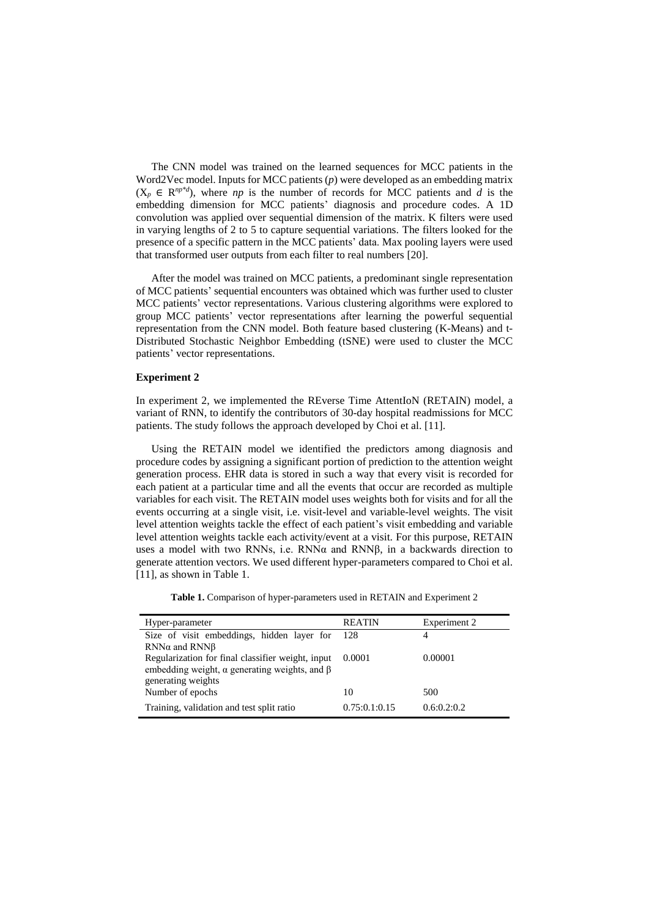The CNN model was trained on the learned sequences for MCC patients in the Word2Vec model. Inputs for MCC patients (*p*) were developed as an embedding matrix ($X_p \in R^{np*d}$), where *np* is the number of records for MCC patients and *d* is the embedding dimension for MCC patients' diagnosis and procedure codes. A 1D convolution was applied over sequential dimension of the matrix. K filters were used in varying lengths of 2 to 5 to capture sequential variations. The filters looked for the presence of a specific pattern in the MCC patients' data. Max pooling layers were used that transformed user outputs from each filter to real numbers [20].

After the model was trained on MCC patients, a predominant single representation of MCC patients' sequential encounters was obtained which was further used to cluster MCC patients' vector representations. Various clustering algorithms were explored to group MCC patients' vector representations after learning the powerful sequential representation from the CNN model. Both feature based clustering (K-Means) and t-Distributed Stochastic Neighbor Embedding (tSNE) were used to cluster the MCC patients' vector representations.

**Experiment 2**

In experiment 2, we implemented the REverse Time AttentIoN (RETAIN) model, a variant of RNN, to identify the contributors of 30-day hospital readmissions for MCC patients. The study follows the approach developed by Choi et al. [11].

Using the RETAIN model we identified the predictors among diagnosis and procedure codes by assigning a significant portion of prediction to the attention weight generation process. EHR data is stored in such a way that every visit is recorded for each patient at a particular time and all the events that occur are recorded as multiple variables for each visit. The RETAIN model uses weights both for visits and for all the events occurring at a single visit, i.e. visit-level and variable-level weights. The visit level attention weights tackle the effect of each patient's visit embedding and variable level attention weights tackle each activity/event at a visit. For this purpose, RETAIN uses a model with two RNNs, i.e. RNNα and RNNβ, in a backwards direction to generate attention vectors. We used different hyper-parameters compared to Choi et al. [11], as shown in Table 1.

**Table 1.** Comparison of hyper-parameters used in RETAIN and Experiment 2

| Hyper-parameter | REATIN | Experiment 2 |
| --- | --- | --- |
| Size of visit embeddings, hidden layer for RNNα and RNNβ | 128 | 4 |
| Regularization for final classifier weight, input embedding weight, α generating weights, and β generating weights | 0.0001 | 0.00001 |
| Number of epochs | 10 | 500 |
| Training, validation and test split ratio | 0.75:0.1:0.15 | 0.6:0.2:0.2 |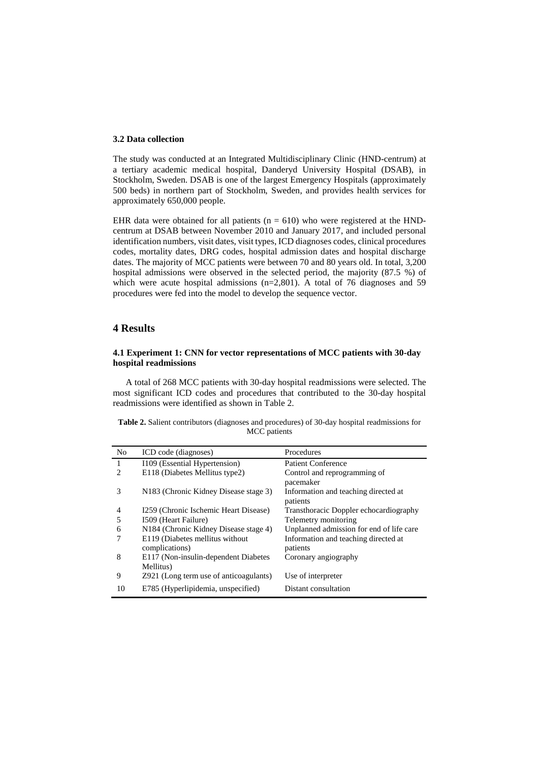**3.2 Data collection**

The study was conducted at an Integrated Multidisciplinary Clinic (HND-centrum) at a tertiary academic medical hospital, Danderyd University Hospital (DSAB), in Stockholm, Sweden. DSAB is one of the largest Emergency Hospitals (approximately 500 beds) in northern part of Stockholm, Sweden, and provides health services for approximately 650,000 people.

EHR data were obtained for all patients (n = 610) who were registered at the HND-centrum at DSAB between November 2010 and January 2017, and included personal identification numbers, visit dates, visit types, ICD diagnoses codes, clinical procedures codes, mortality dates, DRG codes, hospital admission dates and hospital discharge dates. The majority of MCC patients were between 70 and 80 years old. In total, 3,200 hospital admissions were observed in the selected period, the majority (87.5 %) of which were acute hospital admissions (n=2,801). A total of 76 diagnoses and 59 procedures were fed into the model to develop the sequence vector.

## 4 Results

**4.1 Experiment 1: CNN for vector representations of MCC patients with 30-day hospital readmissions**

A total of 268 MCC patients with 30-day hospital readmissions were selected. The most significant ICD codes and procedures that contributed to the 30-day hospital readmissions were identified as shown in Table 2.

**Table 2.** Salient contributors (diagnoses and procedures) of 30-day hospital readmissions for MCC patients

| No | ICD code (diagnoses) | Procedures |
|---|---|---|
| 1 | I109 (Essential Hypertension) | Patient Conference |
| 2 | E118 (Diabetes Mellitus type2) | Control and reprogramming of pacemaker |
| 3 | N183 (Chronic Kidney Disease stage 3) | Information and teaching directed at patients |
| 4 | I259 (Chronic Ischemic Heart Disease) | Transthoracic Doppler echocardiography |
| 5 | I509 (Heart Failure) | Telemetry monitoring |
| 6 | N184 (Chronic Kidney Disease stage 4) | Unplanned admission for end of life care |
| 7 | E119 (Diabetes mellitus without complications) | Information and teaching directed at patients |
| 8 | E117 (Non-insulin-dependent Diabetes Mellitus) | Coronary angiography |
| 9 | Z921 (Long term use of anticoagulants) | Use of interpreter |
| 10 | E785 (Hyperlipidemia, unspecified) | Distant consultation |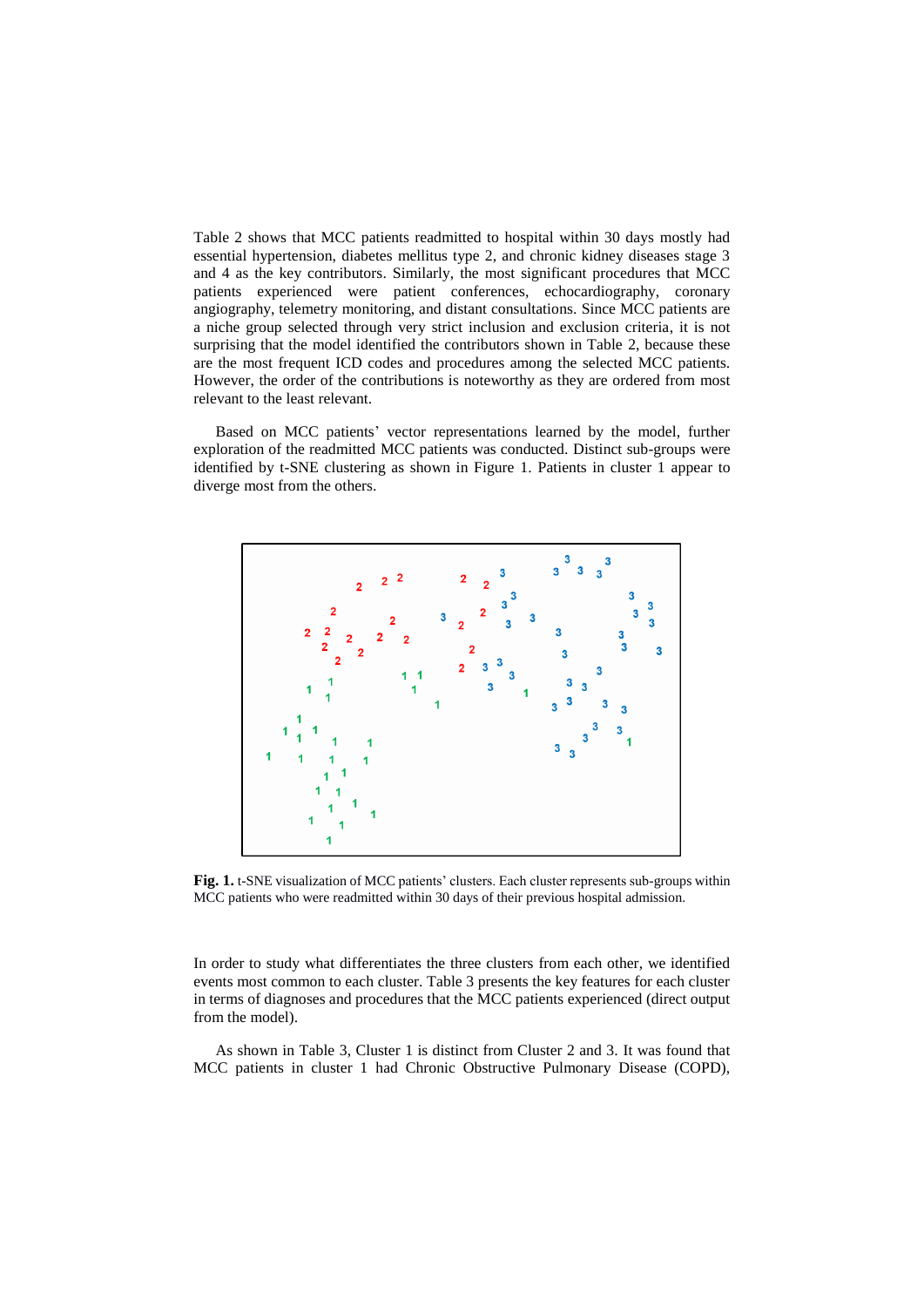Table 2 shows that MCC patients readmitted to hospital within 30 days mostly had essential hypertension, diabetes mellitus type 2, and chronic kidney diseases stage 3 and 4 as the key contributors. Similarly, the most significant procedures that MCC patients experienced were patient conferences, echocardiography, coronary angiography, telemetry monitoring, and distant consultations. Since MCC patients are a niche group selected through very strict inclusion and exclusion criteria, it is not surprising that the model identified the contributors shown in Table 2, because these are the most frequent ICD codes and procedures among the selected MCC patients. However, the order of the contributions is noteworthy as they are ordered from most relevant to the least relevant.

Based on MCC patients' vector representations learned by the model, further exploration of the readmitted MCC patients was conducted. Distinct sub-groups were identified by t-SNE clustering as shown in Figure 1. Patients in cluster 1 appear to diverge most from the others.

**Fig. 1.** t-SNE visualization of MCC patients' clusters. Each cluster represents sub-groups within MCC patients who were readmitted within 30 days of their previous hospital admission.

In order to study what differentiates the three clusters from each other, we identified events most common to each cluster. Table 3 presents the key features for each cluster in terms of diagnoses and procedures that the MCC patients experienced (direct output from the model).

As shown in Table 3, Cluster 1 is distinct from Cluster 2 and 3. It was found that MCC patients in cluster 1 had Chronic Obstructive Pulmonary Disease (COPD),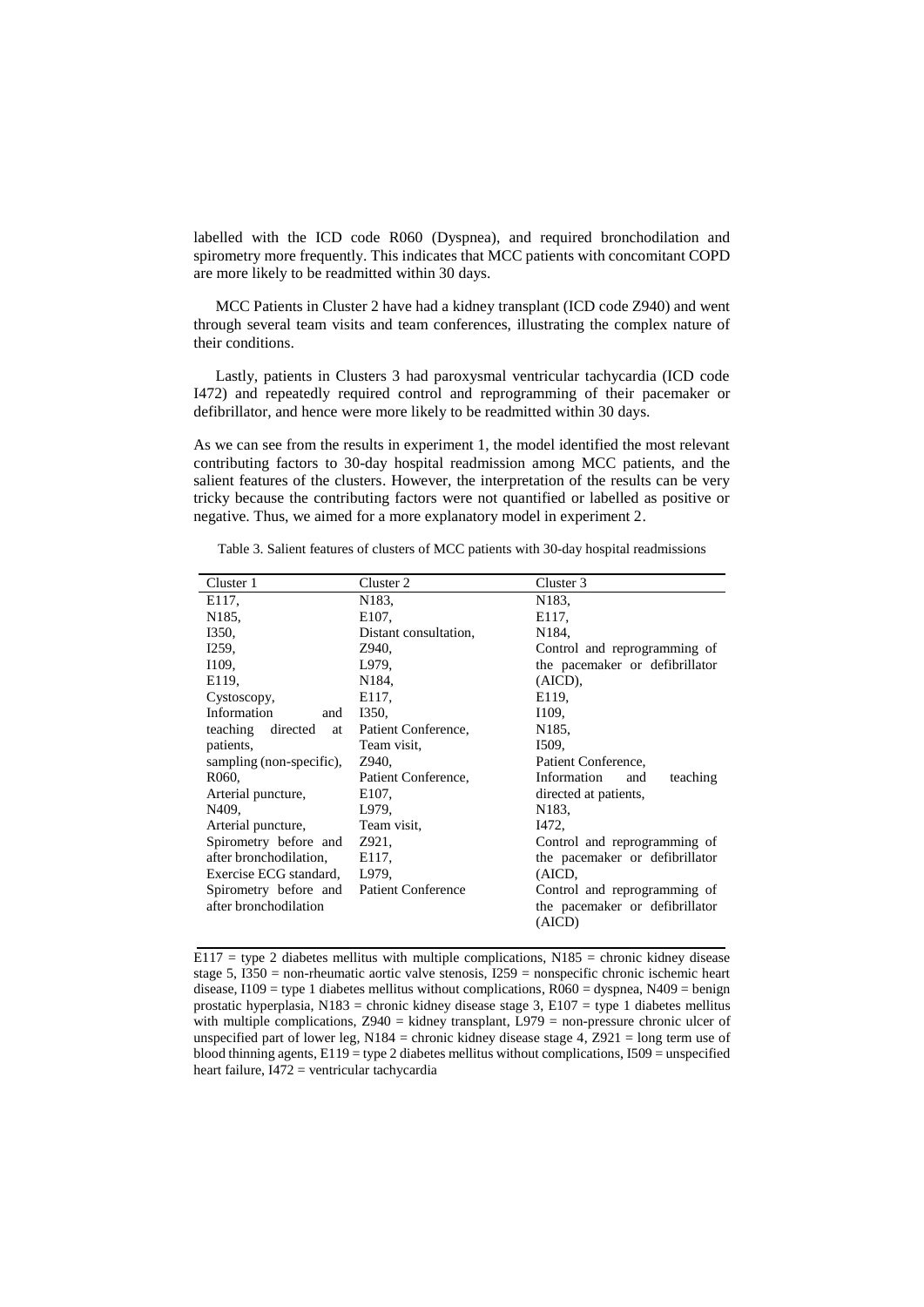labelled with the ICD code R060 (Dyspnea), and required bronchodilation and spirometry more frequently. This indicates that MCC patients with concomitant COPD are more likely to be readmitted within 30 days.

MCC Patients in Cluster 2 have had a kidney transplant (ICD code Z940) and went through several team visits and team conferences, illustrating the complex nature of their conditions.

Lastly, patients in Clusters 3 had paroxysmal ventricular tachycardia (ICD code I472) and repeatedly required control and reprogramming of their pacemaker or defibrillator, and hence were more likely to be readmitted within 30 days.

As we can see from the results in experiment 1, the model identified the most relevant contributing factors to 30-day hospital readmission among MCC patients, and the salient features of the clusters. However, the interpretation of the results can be very tricky because the contributing factors were not quantified or labelled as positive or negative. Thus, we aimed for a more explanatory model in experiment 2.

Table 3. Salient features of clusters of MCC patients with 30-day hospital readmissions

| Cluster 1 | Cluster 2 | Cluster 3 |
|---|---|---|
| E117, | N183, | N183, |
| N185, | E107, | E117, |
| I350, | Distant consultation, | N184, |
| I259, | Z940, | Control and reprogramming of the pacemaker or defibrillator (AICD), |
| I109, | L979, | E119, |
| E119, | N184, | I109, |
| Cystoscopy, | E117, | N185, |
| Information and teaching directed at patients, | I350, | I509, |
| sampling (non-specific), | Patient Conference, | Patient Conference, |
| R060, | Team visit, | Information and teaching directed at patients, |
| Arterial puncture, | Z940, | N183, |
| N409, | Patient Conference, | I472, |
| Arterial puncture, | E107, | Control and reprogramming of the pacemaker or defibrillator (AICD, |
| Spirometry before and after bronchodilation, | L979, | Control and reprogramming of the pacemaker or defibrillator (AICD) |
| Exercise ECG standard, | Team visit, | |
| Spirometry before and after bronchodilation | Z921, | |
| | E117, | |
| | L979, | |
| | Patient Conference | |

E117 = type 2 diabetes mellitus with multiple complications, N185 = chronic kidney disease stage 5, I350 = non-rheumatic aortic valve stenosis, I259 = nonspecific chronic ischemic heart disease, I109 = type 1 diabetes mellitus without complications, R060 = dyspnea, N409 = benign prostatic hyperplasia, N183 = chronic kidney disease stage 3, E107 = type 1 diabetes mellitus with multiple complications, Z940 = kidney transplant, L979 = non-pressure chronic ulcer of unspecified part of lower leg, N184 = chronic kidney disease stage 4, Z921 = long term use of blood thinning agents, E119 = type 2 diabetes mellitus without complications, I509 = unspecified heart failure, I472 = ventricular tachycardia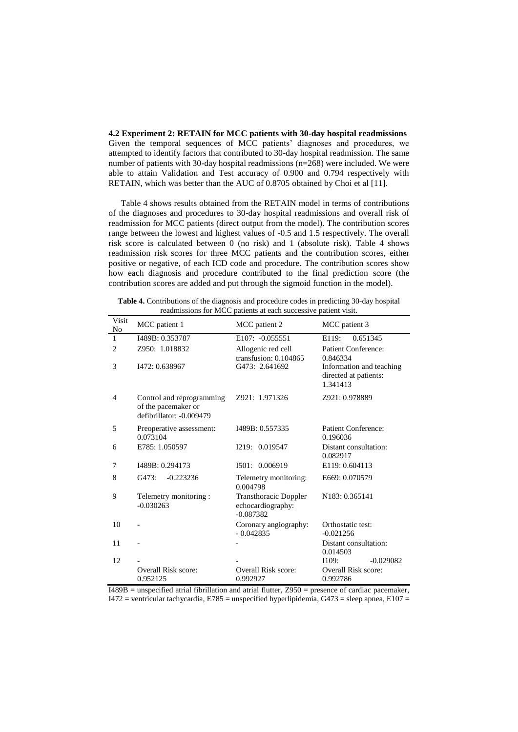**4.2 Experiment 2: RETAIN for MCC patients with 30-day hospital readmissions**

Given the temporal sequences of MCC patients' diagnoses and procedures, we attempted to identify factors that contributed to 30-day hospital readmission. The same number of patients with 30-day hospital readmissions (n=268) were included. We were able to attain Validation and Test accuracy of 0.900 and 0.794 respectively with RETAIN, which was better than the AUC of 0.8705 obtained by Choi et al [11].

Table 4 shows results obtained from the RETAIN model in terms of contributions of the diagnoses and procedures to 30-day hospital readmissions and overall risk of readmission for MCC patients (direct output from the model). The contribution scores range between the lowest and highest values of -0.5 and 1.5 respectively. The overall risk score is calculated between 0 (no risk) and 1 (absolute risk). Table 4 shows readmission risk scores for three MCC patients and the contribution scores, either positive or negative, of each ICD code and procedure. The contribution scores show how each diagnosis and procedure contributed to the final prediction score (the contribution scores are added and put through the sigmoid function in the model).

**Table 4.** Contributions of the diagnosis and procedure codes in predicting 30-day hospital readmissions for MCC patients at each successive patient visit.

| Visit No | MCC patient 1 | MCC patient 2 | MCC patient 3 |
|---|---|---|---|
| 1 | I489B: 0.353787 | E107: -0.055551 | E119: 0.651345 |
| 2 | Z950: 1.018832 | Allogenic red cell transfusion: 0.104865 | Patient Conference: 0.846334 |
| 3 | I472: 0.638967 | G473: 2.641692 | Information and teaching directed at patients: 1.341413 |
| 4 | Control and reprogramming of the pacemaker or defibrillator: -0.009479 | Z921: 1.971326 | Z921: 0.978889 |
| 5 | Preoperative assessment: 0.073104 | I489B: 0.557335 | Patient Conference: 0.196036 |
| 6 | E785: 1.050597 | I219: 0.019547 | Distant consultation: 0.082917 |
| 7 | I489B: 0.294173 | I501: 0.006919 | E119: 0.604113 |
| 8 | G473: -0.223236 | Telemetry monitoring: 0.004798 | E669: 0.070579 |
| 9 | Telemetry monitoring : -0.030263 | Transthoracic Doppler echocardiography: -0.087382 | N183: 0.365141 |
| 10 | - | Coronary angiography: - 0.042835 | Orthostatic test: -0.021256 |
| 11 | - | - | Distant consultation: 0.014503 |
| 12 | - | - | I109: -0.029082 |
| | Overall Risk score: 0.952125 | Overall Risk score: 0.992927 | Overall Risk score: 0.992786 |

I489B = unspecified atrial fibrillation and atrial flutter, Z950 = presence of cardiac pacemaker, I472 = ventricular tachycardia, E785 = unspecified hyperlipidemia, G473 = sleep apnea, E107 =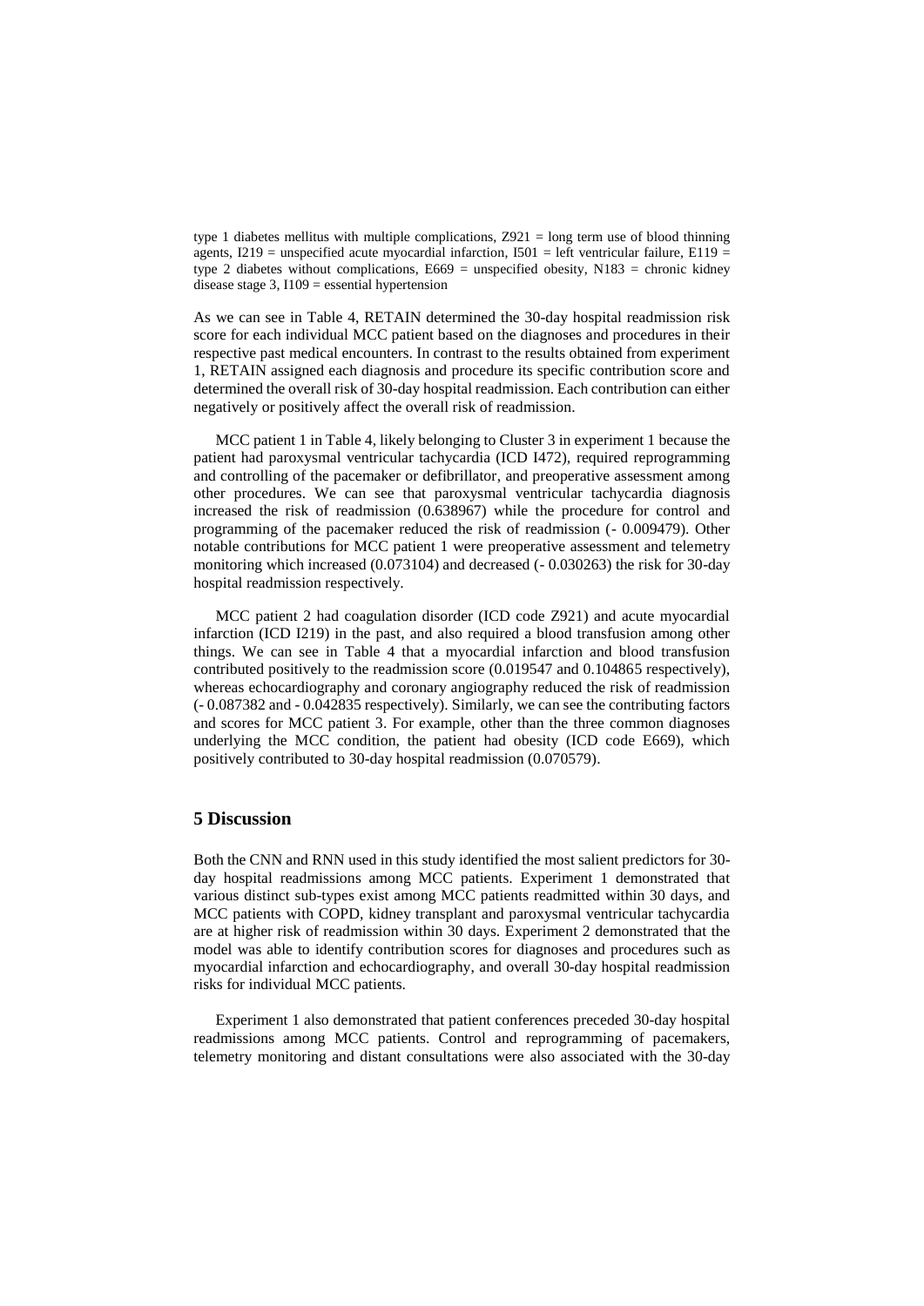type 1 diabetes mellitus with multiple complications, Z921 = long term use of blood thinning agents, I219 = unspecified acute myocardial infarction, I501 = left ventricular failure, E119 = type 2 diabetes without complications, E669 = unspecified obesity, N183 = chronic kidney disease stage 3, I109 = essential hypertension

As we can see in Table 4, RETAIN determined the 30-day hospital readmission risk score for each individual MCC patient based on the diagnoses and procedures in their respective past medical encounters. In contrast to the results obtained from experiment 1, RETAIN assigned each diagnosis and procedure its specific contribution score and determined the overall risk of 30-day hospital readmission. Each contribution can either negatively or positively affect the overall risk of readmission.

MCC patient 1 in Table 4, likely belonging to Cluster 3 in experiment 1 because the patient had paroxysmal ventricular tachycardia (ICD I472), required reprogramming and controlling of the pacemaker or defibrillator, and preoperative assessment among other procedures. We can see that paroxysmal ventricular tachycardia diagnosis increased the risk of readmission (0.638967) while the procedure for control and programming of the pacemaker reduced the risk of readmission (- 0.009479). Other notable contributions for MCC patient 1 were preoperative assessment and telemetry monitoring which increased (0.073104) and decreased (- 0.030263) the risk for 30-day hospital readmission respectively.

MCC patient 2 had coagulation disorder (ICD code Z921) and acute myocardial infarction (ICD I219) in the past, and also required a blood transfusion among other things. We can see in Table 4 that a myocardial infarction and blood transfusion contributed positively to the readmission score (0.019547 and 0.104865 respectively), whereas echocardiography and coronary angiography reduced the risk of readmission (- 0.087382 and - 0.042835 respectively). Similarly, we can see the contributing factors and scores for MCC patient 3. For example, other than the three common diagnoses underlying the MCC condition, the patient had obesity (ICD code E669), which positively contributed to 30-day hospital readmission (0.070579).

## 5 Discussion

Both the CNN and RNN used in this study identified the most salient predictors for 30-day hospital readmissions among MCC patients. Experiment 1 demonstrated that various distinct sub-types exist among MCC patients readmitted within 30 days, and MCC patients with COPD, kidney transplant and paroxysmal ventricular tachycardia are at higher risk of readmission within 30 days. Experiment 2 demonstrated that the model was able to identify contribution scores for diagnoses and procedures such as myocardial infarction and echocardiography, and overall 30-day hospital readmission risks for individual MCC patients.

Experiment 1 also demonstrated that patient conferences preceded 30-day hospital readmissions among MCC patients. Control and reprogramming of pacemakers, telemetry monitoring and distant consultations were also associated with the 30-day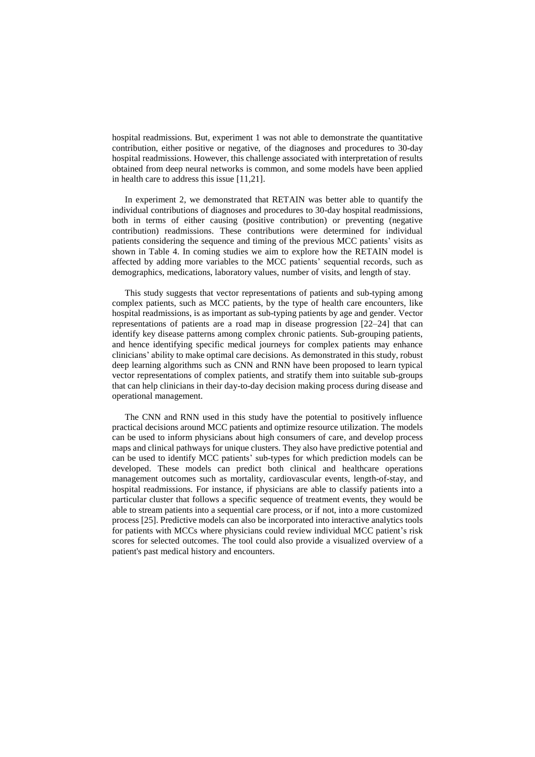hospital readmissions. But, experiment 1 was not able to demonstrate the quantitative contribution, either positive or negative, of the diagnoses and procedures to 30-day hospital readmissions. However, this challenge associated with interpretation of results obtained from deep neural networks is common, and some models have been applied in health care to address this issue [11,21].

In experiment 2, we demonstrated that RETAIN was better able to quantify the individual contributions of diagnoses and procedures to 30-day hospital readmissions, both in terms of either causing (positive contribution) or preventing (negative contribution) readmissions. These contributions were determined for individual patients considering the sequence and timing of the previous MCC patients' visits as shown in Table 4. In coming studies we aim to explore how the RETAIN model is affected by adding more variables to the MCC patients' sequential records, such as demographics, medications, laboratory values, number of visits, and length of stay.

This study suggests that vector representations of patients and sub-typing among complex patients, such as MCC patients, by the type of health care encounters, like hospital readmissions, is as important as sub-typing patients by age and gender. Vector representations of patients are a road map in disease progression [22–24] that can identify key disease patterns among complex chronic patients. Sub-grouping patients, and hence identifying specific medical journeys for complex patients may enhance clinicians' ability to make optimal care decisions. As demonstrated in this study, robust deep learning algorithms such as CNN and RNN have been proposed to learn typical vector representations of complex patients, and stratify them into suitable sub-groups that can help clinicians in their day-to-day decision making process during disease and operational management.

The CNN and RNN used in this study have the potential to positively influence practical decisions around MCC patients and optimize resource utilization. The models can be used to inform physicians about high consumers of care, and develop process maps and clinical pathways for unique clusters. They also have predictive potential and can be used to identify MCC patients' sub-types for which prediction models can be developed. These models can predict both clinical and healthcare operations management outcomes such as mortality, cardiovascular events, length-of-stay, and hospital readmissions. For instance, if physicians are able to classify patients into a particular cluster that follows a specific sequence of treatment events, they would be able to stream patients into a sequential care process, or if not, into a more customized process [25]. Predictive models can also be incorporated into interactive analytics tools for patients with MCCs where physicians could review individual MCC patient's risk scores for selected outcomes. The tool could also provide a visualized overview of a patient's past medical history and encounters.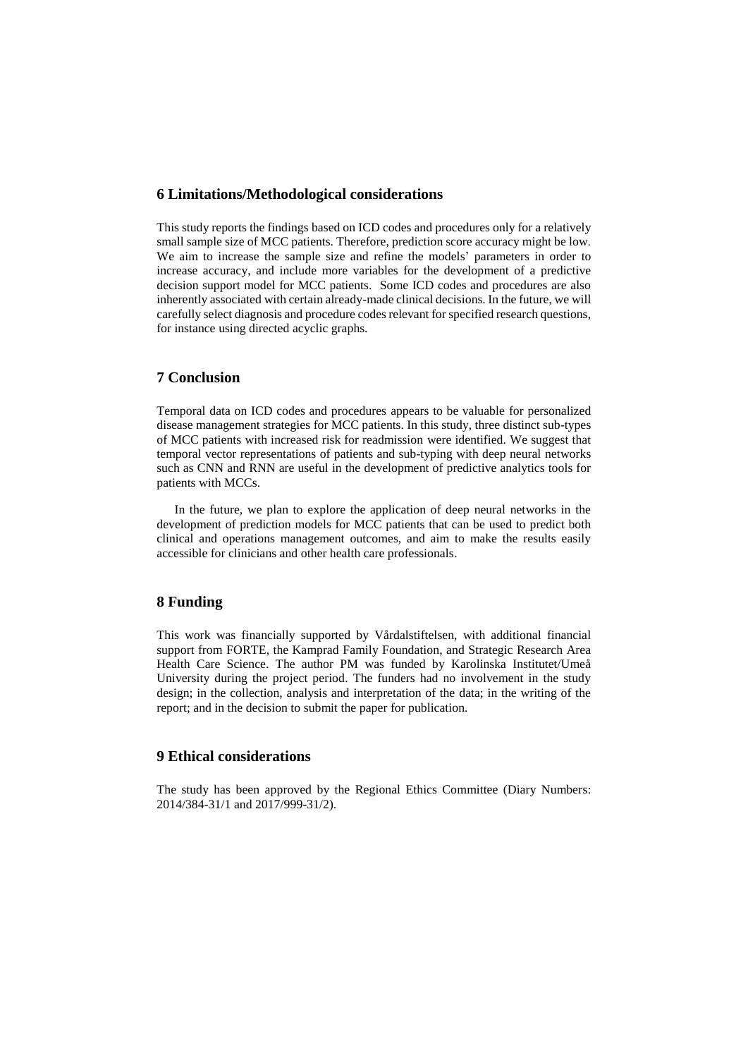## 6 Limitations/Methodological considerations

This study reports the findings based on ICD codes and procedures only for a relatively small sample size of MCC patients. Therefore, prediction score accuracy might be low. We aim to increase the sample size and refine the models' parameters in order to increase accuracy, and include more variables for the development of a predictive decision support model for MCC patients. Some ICD codes and procedures are also inherently associated with certain already-made clinical decisions. In the future, we will carefully select diagnosis and procedure codes relevant for specified research questions, for instance using directed acyclic graphs.

## 7 Conclusion

Temporal data on ICD codes and procedures appears to be valuable for personalized disease management strategies for MCC patients. In this study, three distinct sub-types of MCC patients with increased risk for readmission were identified. We suggest that temporal vector representations of patients and sub-typing with deep neural networks such as CNN and RNN are useful in the development of predictive analytics tools for patients with MCCs.

In the future, we plan to explore the application of deep neural networks in the development of prediction models for MCC patients that can be used to predict both clinical and operations management outcomes, and aim to make the results easily accessible for clinicians and other health care professionals.

## 8 Funding

This work was financially supported by Vårdalstiftelsen, with additional financial support from FORTE, the Kamprad Family Foundation, and Strategic Research Area Health Care Science. The author PM was funded by Karolinska Institutet/Umeå University during the project period. The funders had no involvement in the study design; in the collection, analysis and interpretation of the data; in the writing of the report; and in the decision to submit the paper for publication.

## 9 Ethical considerations

The study has been approved by the Regional Ethics Committee (Diary Numbers: 2014/384-31/1 and 2017/999-31/2).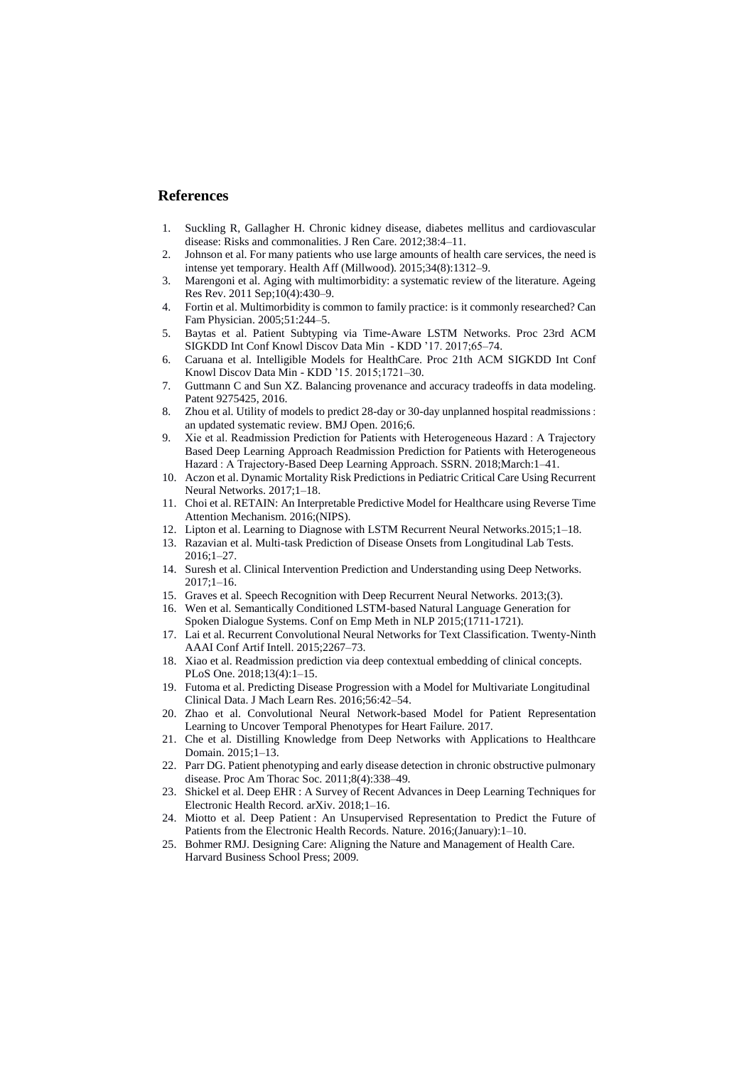## References

1. Suckling R, Gallagher H. Chronic kidney disease, diabetes mellitus and cardiovascular disease: Risks and commonalities. J Ren Care. 2012;38:4–11.
2. Johnson et al. For many patients who use large amounts of health care services, the need is intense yet temporary. Health Aff (Millwood). 2015;34(8):1312–9.
3. Marengoni et al. Aging with multimorbidity: a systematic review of the literature. Ageing Res Rev. 2011 Sep;10(4):430–9.
4. Fortin et al. Multimorbidity is common to family practice: is it commonly researched? Can Fam Physician. 2005;51:244–5.
5. Baytas et al. Patient Subtyping via Time-Aware LSTM Networks. Proc 23rd ACM SIGKDD Int Conf Knowl Discov Data Min - KDD '17. 2017;65–74.
6. Caruana et al. Intelligible Models for HealthCare. Proc 21th ACM SIGKDD Int Conf Knowl Discov Data Min - KDD '15. 2015;1721–30.
7. Guttmann C and Sun XZ. Balancing provenance and accuracy tradeoffs in data modeling. Patent 9275425, 2016.
8. Zhou et al. Utility of models to predict 28-day or 30-day unplanned hospital readmissions : an updated systematic review. BMJ Open. 2016;6.
9. Xie et al. Readmission Prediction for Patients with Heterogeneous Hazard : A Trajectory Based Deep Learning Approach Readmission Prediction for Patients with Heterogeneous Hazard : A Trajectory-Based Deep Learning Approach. SSRN. 2018;March:1–41.
10. Aczon et al. Dynamic Mortality Risk Predictions in Pediatric Critical Care Using Recurrent Neural Networks. 2017;1–18.
11. Choi et al. RETAIN: An Interpretable Predictive Model for Healthcare using Reverse Time Attention Mechanism. 2016;(NIPS).
12. Lipton et al. Learning to Diagnose with LSTM Recurrent Neural Networks.2015;1–18.
13. Razavian et al. Multi-task Prediction of Disease Onsets from Longitudinal Lab Tests. 2016;1–27.
14. Suresh et al. Clinical Intervention Prediction and Understanding using Deep Networks. 2017;1–16.
15. Graves et al. Speech Recognition with Deep Recurrent Neural Networks. 2013;(3).
16. Wen et al. Semantically Conditioned LSTM-based Natural Language Generation for Spoken Dialogue Systems. Conf on Emp Meth in NLP 2015;(1711-1721).
17. Lai et al. Recurrent Convolutional Neural Networks for Text Classification. Twenty-Ninth AAAI Conf Artif Intell. 2015;2267–73.
18. Xiao et al. Readmission prediction via deep contextual embedding of clinical concepts. PLoS One. 2018;13(4):1–15.
19. Futoma et al. Predicting Disease Progression with a Model for Multivariate Longitudinal Clinical Data. J Mach Learn Res. 2016;56:42–54.
20. Zhao et al. Convolutional Neural Network-based Model for Patient Representation Learning to Uncover Temporal Phenotypes for Heart Failure. 2017.
21. Che et al. Distilling Knowledge from Deep Networks with Applications to Healthcare Domain. 2015;1–13.
22. Parr DG. Patient phenotyping and early disease detection in chronic obstructive pulmonary disease. Proc Am Thorac Soc. 2011;8(4):338–49.
23. Shickel et al. Deep EHR : A Survey of Recent Advances in Deep Learning Techniques for Electronic Health Record. arXiv. 2018;1–16.
24. Miotto et al. Deep Patient : An Unsupervised Representation to Predict the Future of Patients from the Electronic Health Records. Nature. 2016;(January):1–10.
25. Bohmer RMJ. Designing Care: Aligning the Nature and Management of Health Care. Harvard Business School Press; 2009.